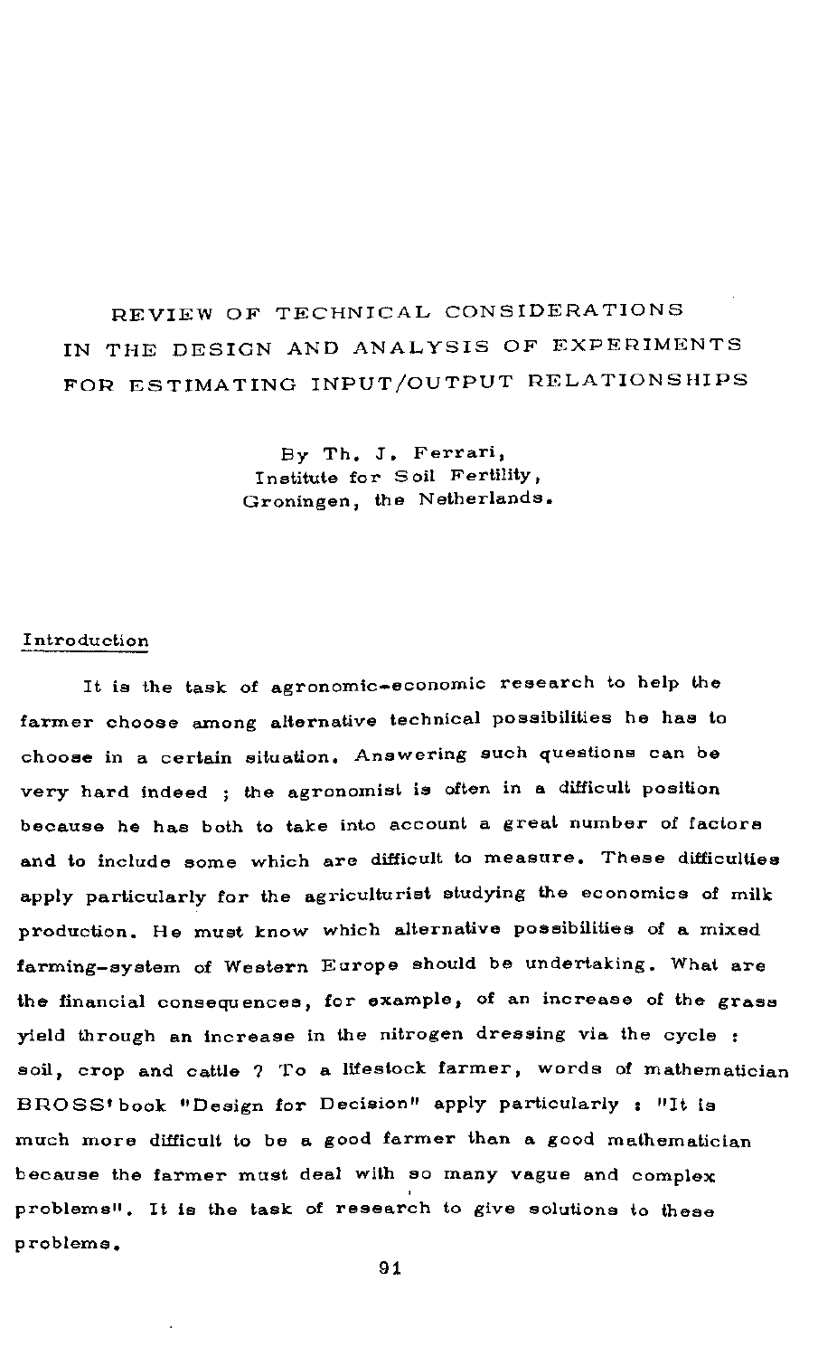# REVIEW OF TECHNICAL CONSIDERATIONS IN THE DESIGN AND ANALYSIS OF EXPERIMENTS FOR ESTIMATING INPUT/OUTPUT RELATIONSHIPS

By Th. J. Ferrari,
Institute for Soil Fertility,
Groningen, the Netherlands.

## Introduction

It is the task of agronomic-economic research to help the farmer choose among alternative technical possibilities he has to choose in a certain situation. Answering such questions can be very hard indeed ; the agronomist is often in a difficult position because he has both to take into account a great number of factors and to include some which are difficult to measure. These difficulties apply particularly for the agriculturist studying the economics of milk production. He must know which alternative possibilities of a mixed farming-system of Western Europe should be undertaking. What are the financial consequences, for example, of an increase of the grass yield through an increase in the nitrogen dressing via the cycle : soil, crop and cattle ? To a lifestock farmer, words of mathematician BROSS' book "Design for Decision" apply particularly : "It is much more difficult to be a good farmer than a good mathematician because the farmer must deal with so many vague and complex problems". It is the task of research to give solutions to these problems.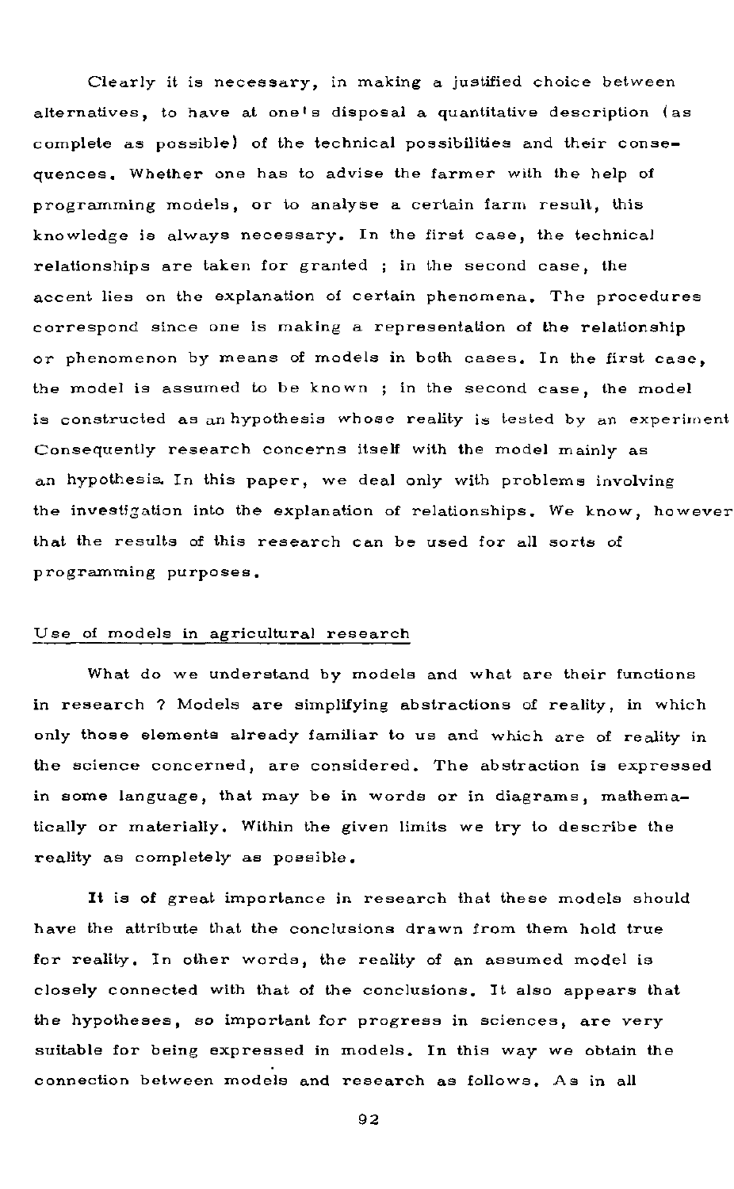Clearly it is necessary, in making a justified choice between alternatives, to have at one's disposal a quantitative description (as complete as possible) of the technical possibilities and their consequences. Whether one has to advise the farmer with the help of programming models, or to analyse a certain farm result, this knowledge is always necessary. In the first case, the technical relationships are taken for granted ; in the second case, the accent lies on the explanation of certain phenomena. The procedures correspond since one is making a representation of the relationship or phenomenon by means of models in both cases. In the first case, the model is assumed to be known ; in the second case, the model is constructed as an hypothesis whose reality is tested by an experiment Consequently research concerns itself with the model mainly as an hypothesis. In this paper, we deal only with problems involving the investigation into the explanation of relationships. We know, however that the results of this research can be used for all sorts of programming purposes.

## Use of models in agricultural research

What do we understand by models and what are their functions in research ? Models are simplifying abstractions of reality, in which only those elements already familiar to us and which are of reality in the science concerned, are considered. The abstraction is expressed in some language, that may be in words or in diagrams, mathematically or materially. Within the given limits we try to describe the reality as completely as possible.

It is of great importance in research that these models should have the attribute that the conclusions drawn from them hold true for reality. In other words, the reality of an assumed model is closely connected with that of the conclusions. It also appears that the hypotheses, so important for progress in sciences, are very suitable for being expressed in models. In this way we obtain the connection between models and research as follows. As in all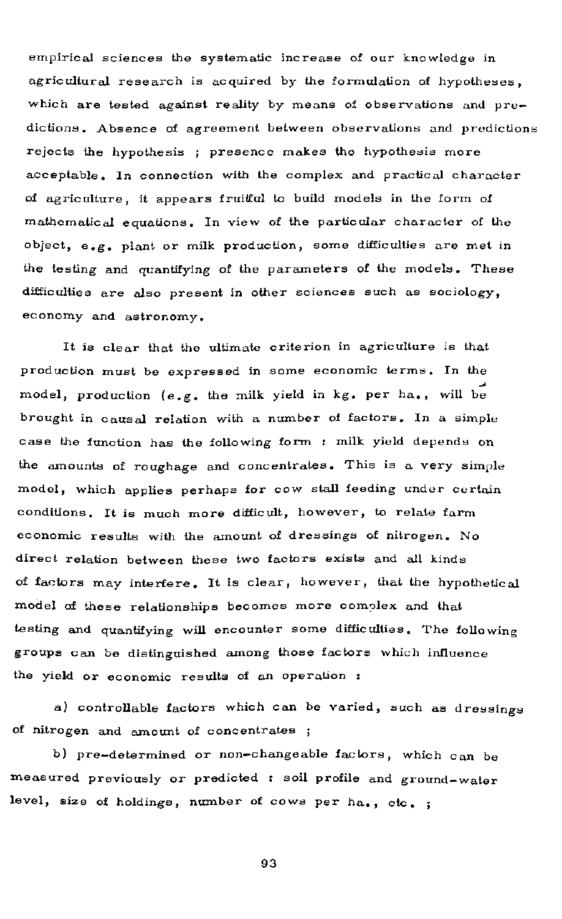empirical sciences the systematic increase of our knowledge in agricultural research is acquired by the formulation of hypotheses, which are tested against reality by means of observations and predictions. Absence of agreement between observations and predictions rejects the hypothesis ; presence makes the hypothesis more acceptable. In connection with the complex and practical character of agriculture, it appears fruitful to build models in the form of mathematical equations. In view of the particular character of the object, e.g. plant or milk production, some difficulties are met in the testing and quantifying of the parameters of the models. These difficulties are also present in other sciences such as sociology, economy and astronomy.

It is clear that the ultimate criterion in agriculture is that production must be expressed in some economic terms. In the model, production (e.g. the milk yield in kg. per ha., will be brought in causal relation with a number of factors. In a simple case the function has the following form : milk yield depends on the amounts of roughage and concentrates. This is a very simple model, which applies perhaps for cow stall feeding under certain conditions. It is much more difficult, however, to relate farm economic results with the amount of dressings of nitrogen. No direct relation between these two factors exists and all kinds of factors may interfere. It is clear, however, that the hypothetical model of these relationships becomes more complex and that testing and quantifying will encounter some difficulties. The following groups can be distinguished among those factors which influence the yield or economic results of an operation :

a) controllable factors which can be varied, such as dressings of nitrogen and amount of concentrates ;

b) pre-determined or non-changeable factors, which can be measured previously or predicted : soil profile and ground-water level, size of holdings, number of cows per ha., etc. ;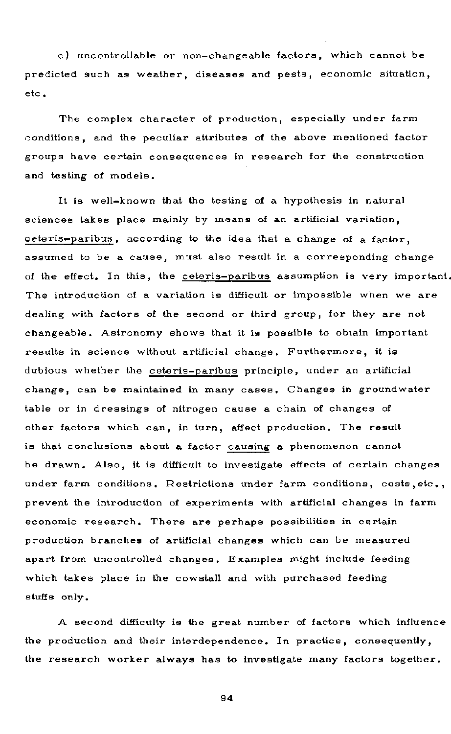c) uncontrollable or non-changeable factors, which cannot be predicted such as weather, diseases and pests, economic situation, etc.

The complex character of production, especially under farm conditions, and the peculiar attributes of the above mentioned factor groups have certain consequences in research for the construction and testing of models.

It is well-known that the testing of a hypothesis in natural sciences takes place mainly by means of an artificial variation, <u>ceteris-paribus</u>, according to the idea that a change of a factor, assumed to be a cause, must also result in a corresponding change of the effect. In this, the <u>ceteris-paribus</u> assumption is very important. The introduction of a variation is difficult or impossible when we are dealing with factors of the second or third group, for they are not changeable. Astronomy shows that it is possible to obtain important results in science without artificial change. Furthermore, it is dubious whether the <u>ceteris-paribus</u> principle, under an artificial change, can be maintained in many cases. Changes in groundwater table or in dressings of nitrogen cause a chain of changes of other factors which can, in turn, affect production. The result is that conclusions about a factor <u>causing</u> a phenomenon cannot be drawn. Also, it is difficult to investigate effects of certain changes under farm conditions. Restrictions under farm conditions, costs, etc., prevent the introduction of experiments with artificial changes in farm economic research. There are perhaps possibilities in certain production branches of artificial changes which can be measured apart from uncontrolled changes. Examples might include feeding which takes place in the cowstall and with purchased feeding stuffs only.

A second difficulty is the great number of factors which influence the production and their interdependence. In practice, consequently, the research worker always has to investigate many factors together.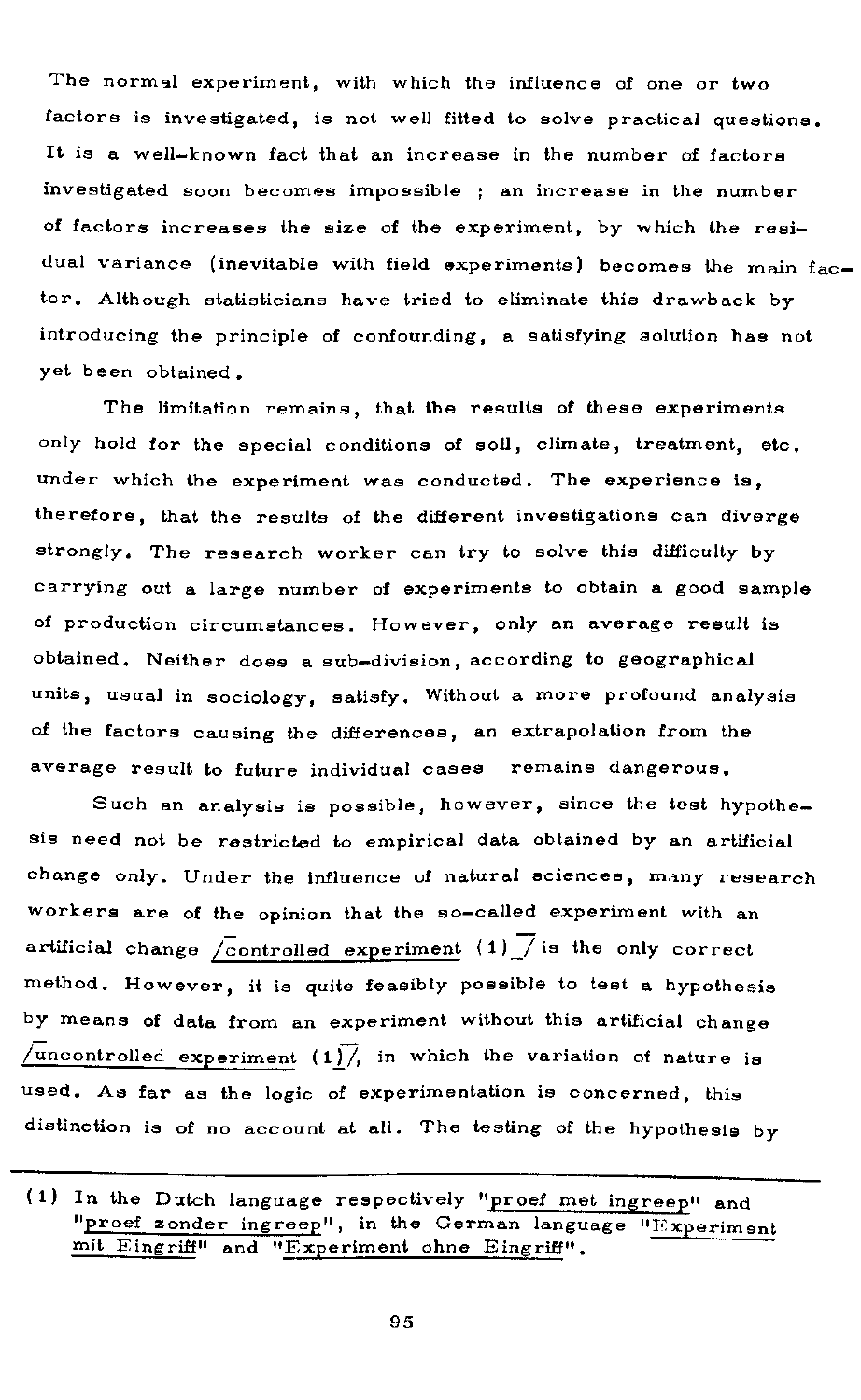The normal experiment, with which the influence of one or two factors is investigated, is not well fitted to solve practical questions. It is a well-known fact that an increase in the number of factors investigated soon becomes impossible ; an increase in the number of factors increases the size of the experiment, by which the residual variance (inevitable with field experiments) becomes the main factor. Although statisticians have tried to eliminate this drawback by introducing the principle of confounding, a satisfying solution has not yet been obtained.

The limitation remains, that the results of these experiments only hold for the special conditions of soil, climate, treatment, etc. under which the experiment was conducted. The experience is, therefore, that the results of the different investigations can diverge strongly. The research worker can try to solve this difficulty by carrying out a large number of experiments to obtain a good sample of production circumstances. However, only an average result is obtained. Neither does a sub-division, according to geographical units, usual in sociology, satisfy. Without a more profound analysis of the factors causing the differences, an extrapolation from the average result to future individual cases remains dangerous.

Such an analysis is possible, however, since the test hypothesis need not be restricted to empirical data obtained by an artificial change only. Under the influence of natural sciences, many research workers are of the opinion that the so-called experiment with an artificial change /controlled experiment (1)/ is the only correct method. However, it is quite feasibly possible to test a hypothesis by means of data from an experiment without this artificial change /uncontrolled experiment (1)/, in which the variation of nature is used. As far as the logic of experimentation is concerned, this distinction is of no account at all. The testing of the hypothesis by

---

(1) In the Dutch language respectively "proef met ingreep" and "proef zonder ingreep", in the German language "Experiment mit Eingriff" and "Experiment ohne Eingriff".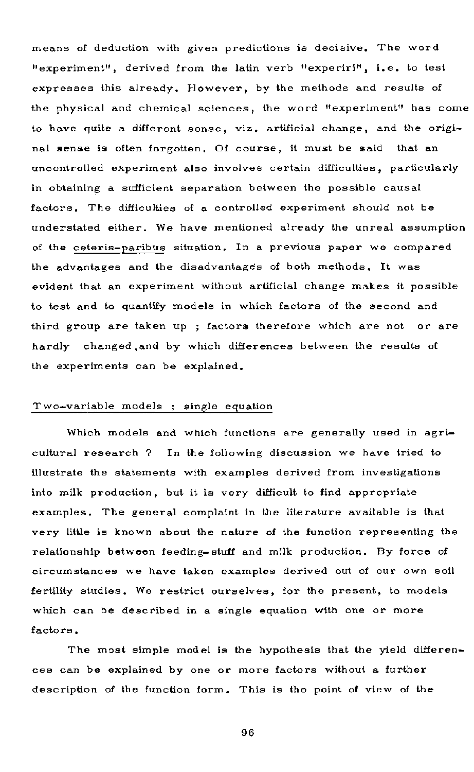means of deduction with given predictions is decisive. The word "experiment", derived from the latin verb "experiri", i.e. to test expresses this already. However, by the methods and results of the physical and chemical sciences, the word "experiment" has come to have quite a different sense, viz. artificial change, and the original sense is often forgotten. Of course, it must be said that an uncontrolled experiment also involves certain difficulties, particularly in obtaining a sufficient separation between the possible causal factors. The difficulties of a controlled experiment should not be understated either. We have mentioned already the unreal assumption of the ceteris-paribus situation. In a previous paper we compared the advantages and the disadvantages of both methods. It was evident that an experiment without artificial change makes it possible to test and to quantify models in which factors of the second and third group are taken up ; factors therefore which are not or are hardly changed, and by which differences between the results of the experiments can be explained.

## Two-variable models ; single equation

Which models and which functions are generally used in agricultural research ? In the following discussion we have tried to illustrate the statements with examples derived from investigations into milk production, but it is very difficult to find appropriate examples. The general complaint in the literature available is that very little is known about the nature of the function representing the relationship between feeding-stuff and milk production. By force of circumstances we have taken examples derived out of our own soil fertility studies. We restrict ourselves, for the present, to models which can be described in a single equation with one or more factors.

The most simple model is the hypothesis that the yield differences can be explained by one or more factors without a further description of the function form. This is the point of view of the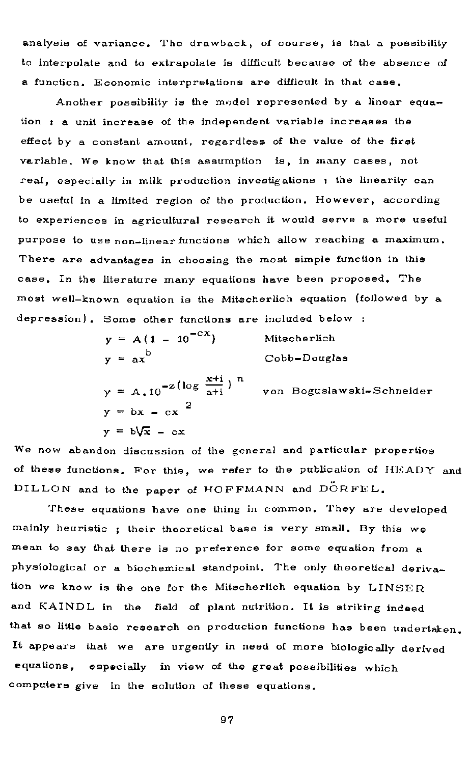analysis of variance. The drawback, of course, is that a possibility to interpolate and to extrapolate is difficult because of the absence of a function. Economic interpretations are difficult in that case.

Another possibility is the model represented by a linear equation : a unit increase of the independent variable increases the effect by a constant amount, regardless of the value of the first variable. We know that this assumption is, in many cases, not real, especially in milk production investigations : the linearity can be useful in a limited region of the production. However, according to experiences in agricultural research it would serve a more useful purpose to use non-linear functions which allow reaching a maximum. There are advantages in choosing the most simple function in this case. In the literature many equations have been proposed. The most well-known equation is the Mitscherlich equation (followed by a depression). Some other functions are included below :

$$y = A(1 - 10^{-cx}) \qquad \text{Mitscherlich}$$

$$y = ax^{b} \qquad \text{Cobb-Douglas}$$

$$y = A.10^{-z\left(\log \frac{x+i}{a+i}\right)^{n}} \qquad \text{von Boguslawski-Schneider}$$

$$y = bx - cx^{2}$$

$$y = b\sqrt{x} - cx$$

We now abandon discussion of the general and particular properties of these functions. For this, we refer to the publication of HEADY and DILLON and to the paper of HOFFMANN and DÖRFEL.

These equations have one thing in common. They are developed mainly heuristic ; their theoretical base is very small. By this we mean to say that there is no preference for some equation from a physiological or a biochemical standpoint. The only theoretical derivation we know is the one for the Mitscherlich equation by LINSER and KAINDL in the field of plant nutrition. It is striking indeed that so little basic research on production functions has been undertaken. It appears that we are urgently in need of more biologically derived equations, especially in view of the great possibilities which computers give in the solution of these equations.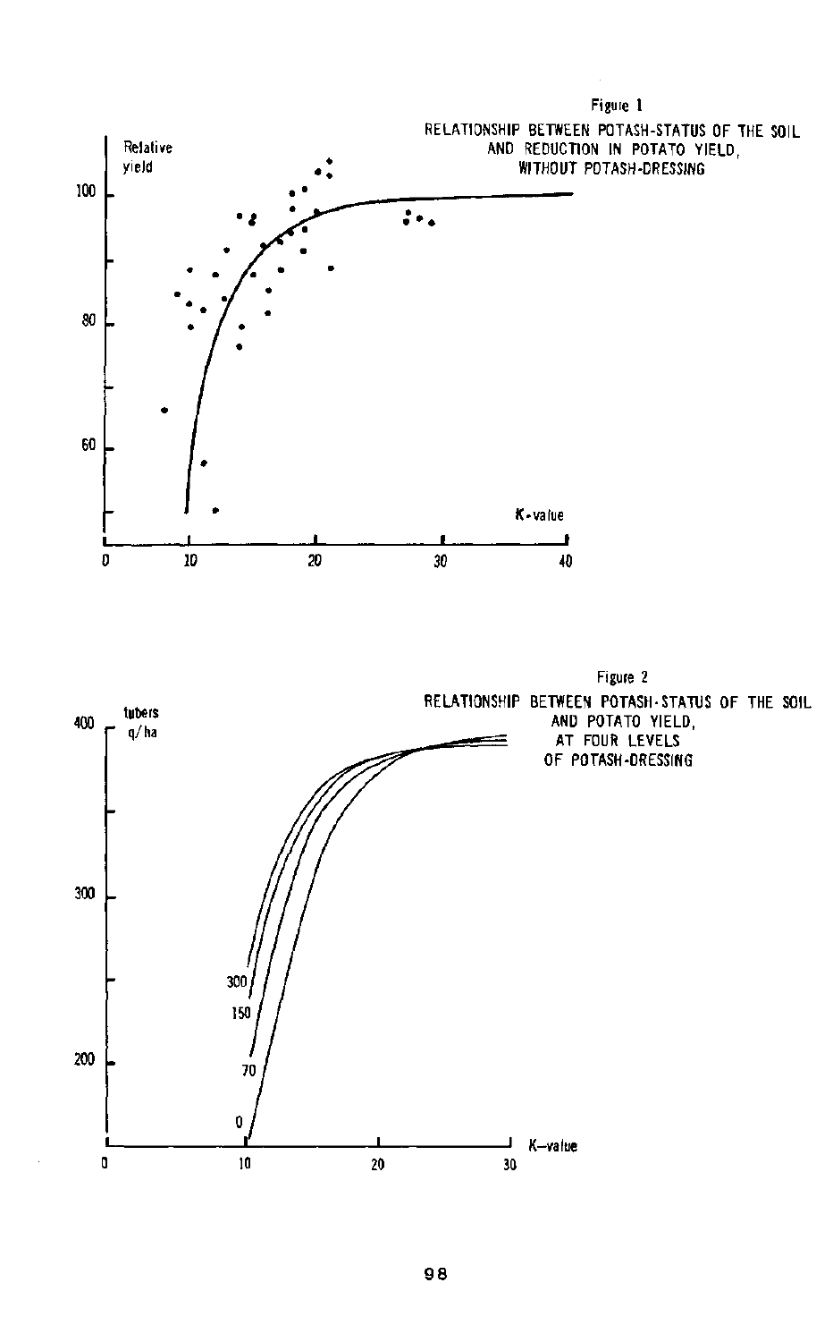Figure 1

RELATIONSHIP BETWEEN POTASH-STATUS OF THE SOIL AND REDUCTION IN POTATO YIELD, WITHOUT POTASH-DRESSING

Figure 2

RELATIONSHIP BETWEEN POTASH-STATUS OF THE SOIL AND POTATO YIELD, AT FOUR LEVELS OF POTASH-DRESSING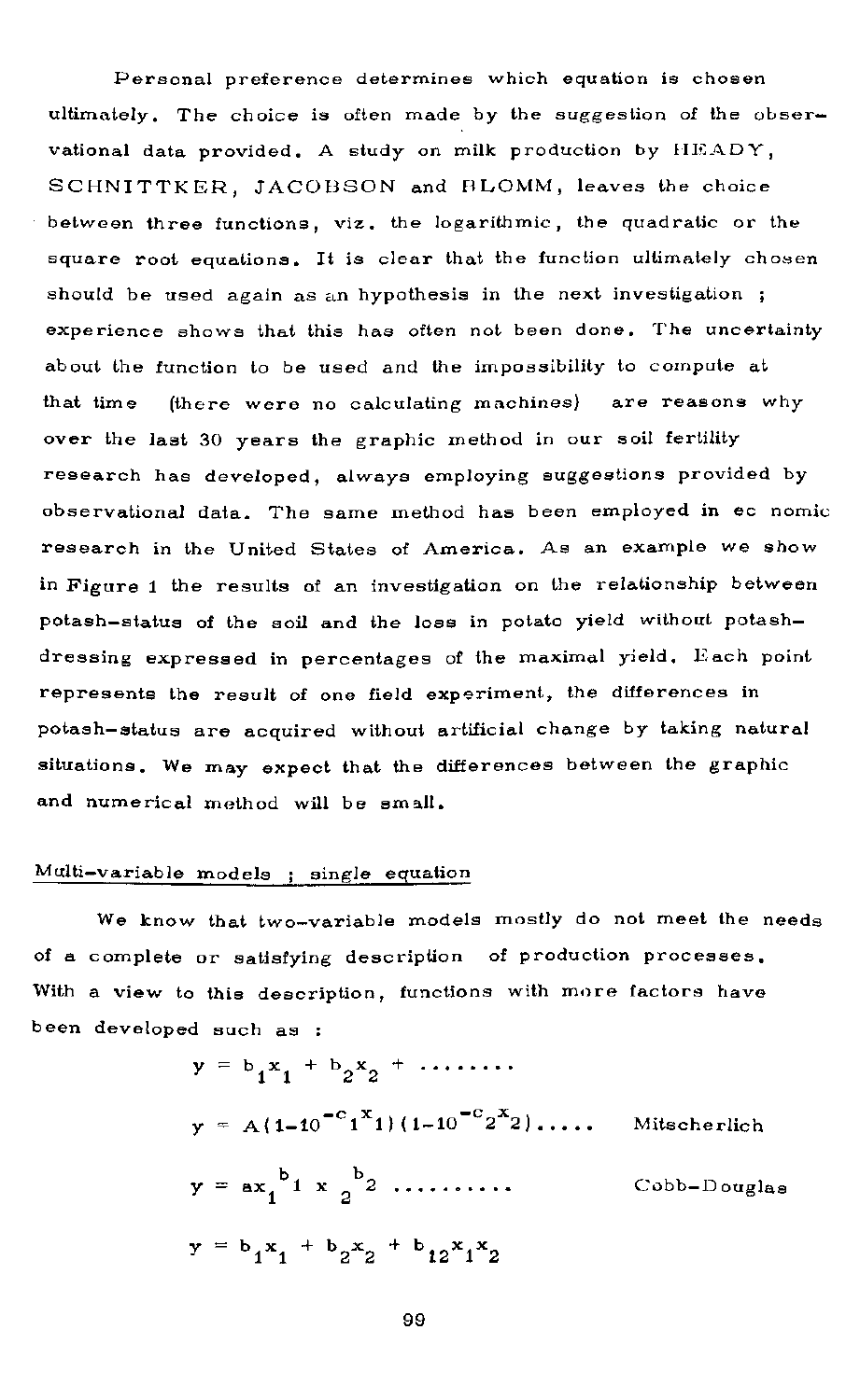Personal preference determines which equation is chosen ultimately. The choice is often made by the suggestion of the observational data provided. A study on milk production by HEADY, SCHNITTKER, JACOBSON and BLOMM, leaves the choice between three functions, viz. the logarithmic, the quadratic or the square root equations. It is clear that the function ultimately chosen should be used again as an hypothesis in the next investigation ; experience shows that this has often not been done. The uncertainty about the function to be used and the impossibility to compute at that time (there were no calculating machines) are reasons why over the last 30 years the graphic method in our soil fertility research has developed, always employing suggestions provided by observational data. The same method has been employed in ec nomic research in the United States of America. As an example we show in Figure 1 the results of an investigation on the relationship between potash-status of the soil and the loss in potato yield without potash-dressing expressed in percentages of the maximal yield. Each point represents the result of one field experiment, the differences in potash-status are acquired without artificial change by taking natural situations. We may expect that the differences between the graphic and numerical method will be small.

## Multi-variable models ; single equation

We know that two-variable models mostly do not meet the needs of a complete or satisfying description of production processes. With a view to this description, functions with more factors have been developed such as :

$$y = b_1 x_1 + b_2 x_2 + \ldots\ldots\ldots$$

$$y = A(1 - 10^{-c_1 x_1})(1 - 10^{-c_2 x_2}) \ldots\ldots \qquad \text{Mitscherlich}$$

$$y = a x_1^{b_1} x_2^{b_2} \ldots\ldots\ldots\ldots \qquad \text{Cobb-Douglas}$$

$$y = b_1 x_1 + b_2 x_2 + b_{12} x_1 x_2$$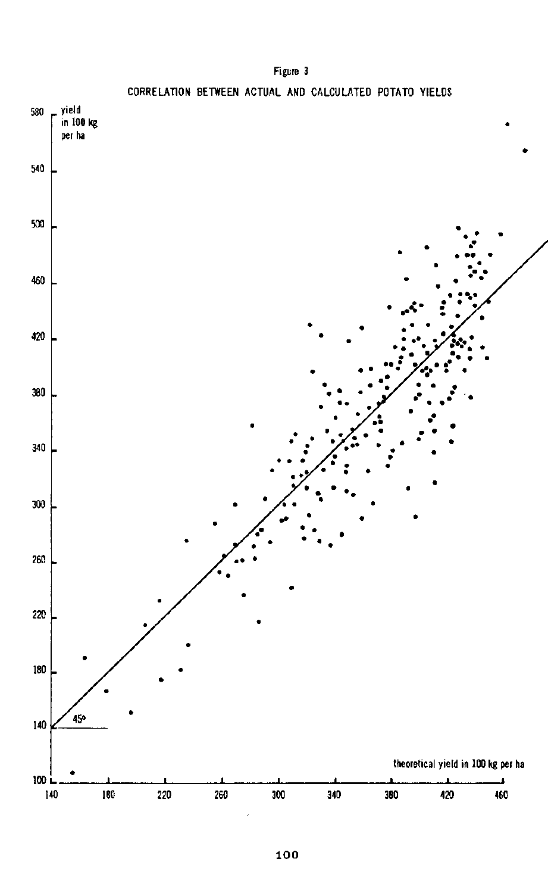Figure 3

CORRELATION BETWEEN ACTUAL AND CALCULATED POTATO YIELDS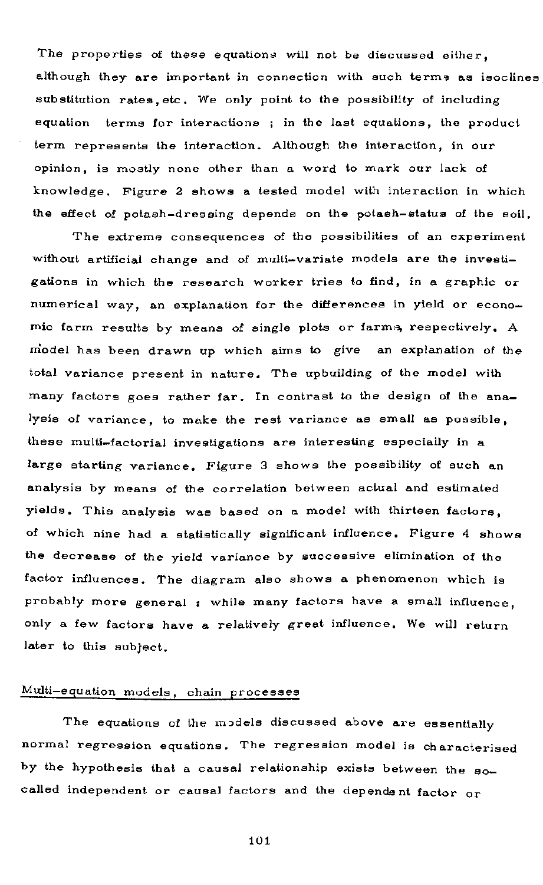The properties of these equations will not be discussed either, although they are important in connection with such terms as isoclines substitution rates, etc. We only point to the possibility of including equation terms for interactions ; in the last equations, the product term represents the interaction. Although the interaction, in our opinion, is mostly none other than a word to mark our lack of knowledge. Figure 2 shows a tested model with interaction in which the effect of potash-dressing depends on the potash-status of the soil.

The extreme consequences of the possibilities of an experiment without artificial change and of multi-variate models are the investigations in which the research worker tries to find, in a graphic or numerical way, an explanation for the differences in yield or economic farm results by means of single plots or farms, respectively. A model has been drawn up which aims to give an explanation of the total variance present in nature. The upbuilding of the model with many factors goes rather far. In contrast to the design of the analysis of variance, to make the rest variance as small as possible, these multi-factorial investigations are interesting especially in a large starting variance. Figure 3 shows the possibility of such an analysis by means of the correlation between actual and estimated yields. This analysis was based on a model with thirteen factors, of which nine had a statistically significant influence. Figure 4 shows the decrease of the yield variance by successive elimination of the factor influences. The diagram also shows a phenomenon which is probably more general : while many factors have a small influence, only a few factors have a relatively great influence. We will return later to this subject.

## Multi-equation models, chain processes

The equations of the models discussed above are essentially normal regression equations. The regression model is characterised by the hypothesis that a causal relationship exists between the so-called independent or causal factors and the dependent factor or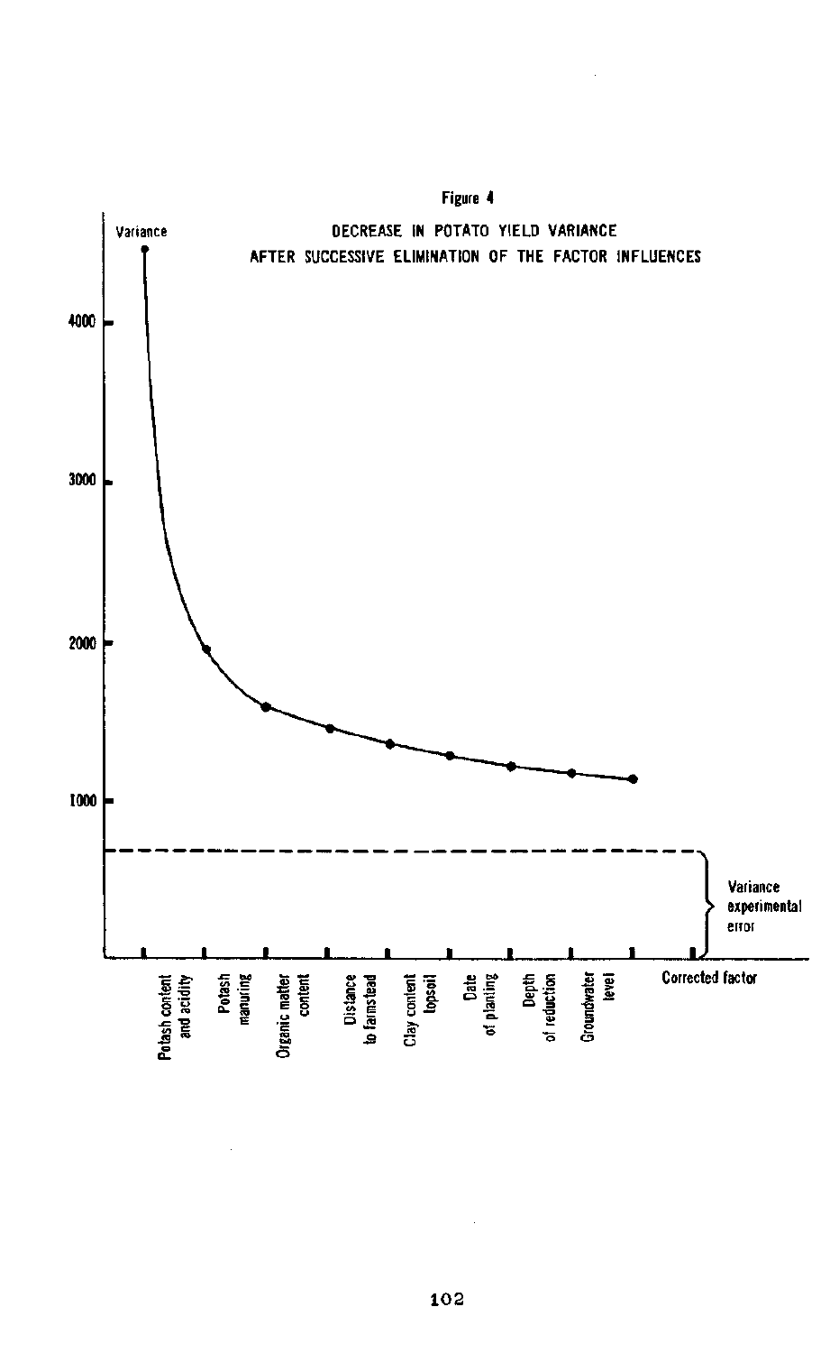Figure 4

DECREASE IN POTATO YIELD VARIANCE AFTER SUCCESSIVE ELIMINATION OF THE FACTOR INFLUENCES

Variance

4000

3000

2000

1000

Variance experimental error

Potash content and acidity

Potash manuring

Organic matter content

Distance to farmstead

Clay content topsoil

Date of planting

Depth of reduction

Groundwater level

Corrected factor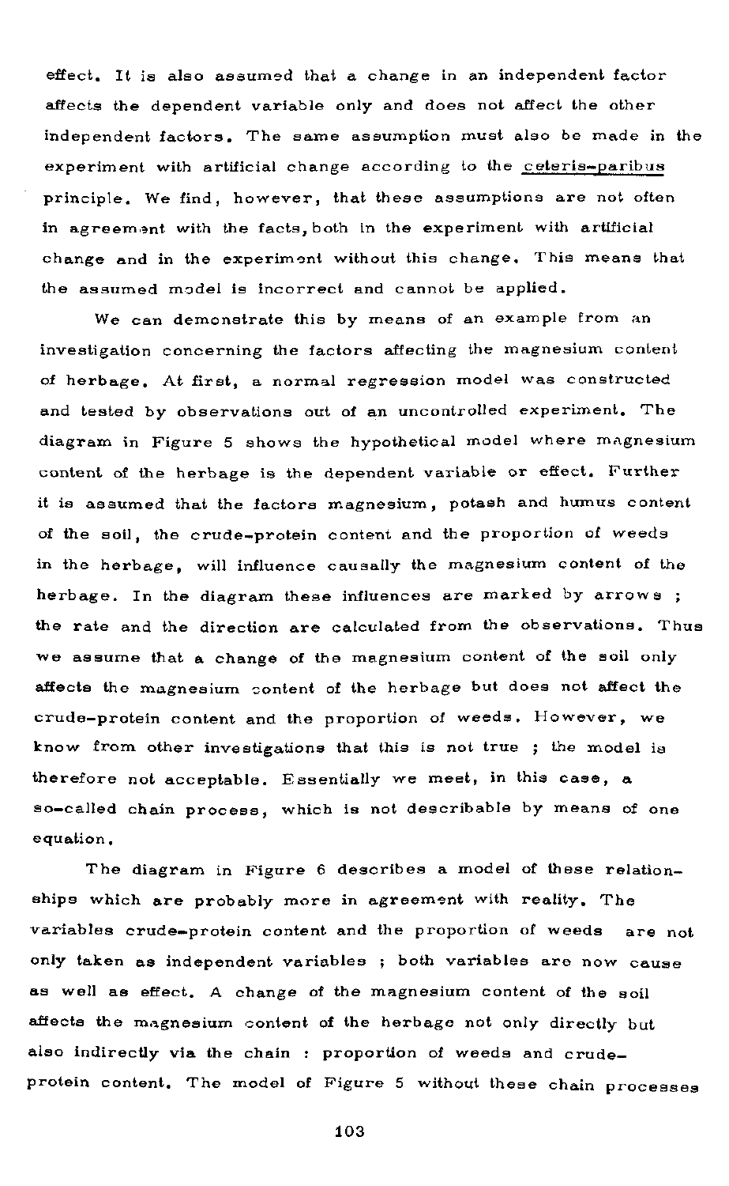effect. It is also assumed that a change in an independent factor affects the dependent variable only and does not affect the other independent factors. The same assumption must also be made in the experiment with artificial change according to the <u>ceteris-paribus</u> principle. We find, however, that these assumptions are not often in agreement with the facts, both in the experiment with artificial change and in the experiment without this change. This means that the assumed model is incorrect and cannot be applied.

We can demonstrate this by means of an example from an investigation concerning the factors affecting the magnesium content of herbage. At first, a normal regression model was constructed and tested by observations out of an uncontrolled experiment. The diagram in Figure 5 shows the hypothetical model where magnesium content of the herbage is the dependent variable or effect. Further it is assumed that the factors magnesium, potash and humus content of the soil, the crude-protein content and the proportion of weeds in the herbage, will influence causally the magnesium content of the herbage. In the diagram these influences are marked by arrows ; the rate and the direction are calculated from the observations. Thus we assume that a change of the magnesium content of the soil only affects the magnesium content of the herbage but does not affect the crude-protein content and the proportion of weeds. However, we know from other investigations that this is not true ; the model is therefore not acceptable. Essentially we meet, in this case, a so-called chain process, which is not describable by means of one equation.

The diagram in Figure 6 describes a model of these relationships which are probably more in agreement with reality. The variables crude-protein content and the proportion of weeds are not only taken as independent variables ; both variables are now cause as well as effect. A change of the magnesium content of the soil affects the magnesium content of the herbage not only directly but also indirectly via the chain : proportion of weeds and crude-protein content. The model of Figure 5 without these chain processes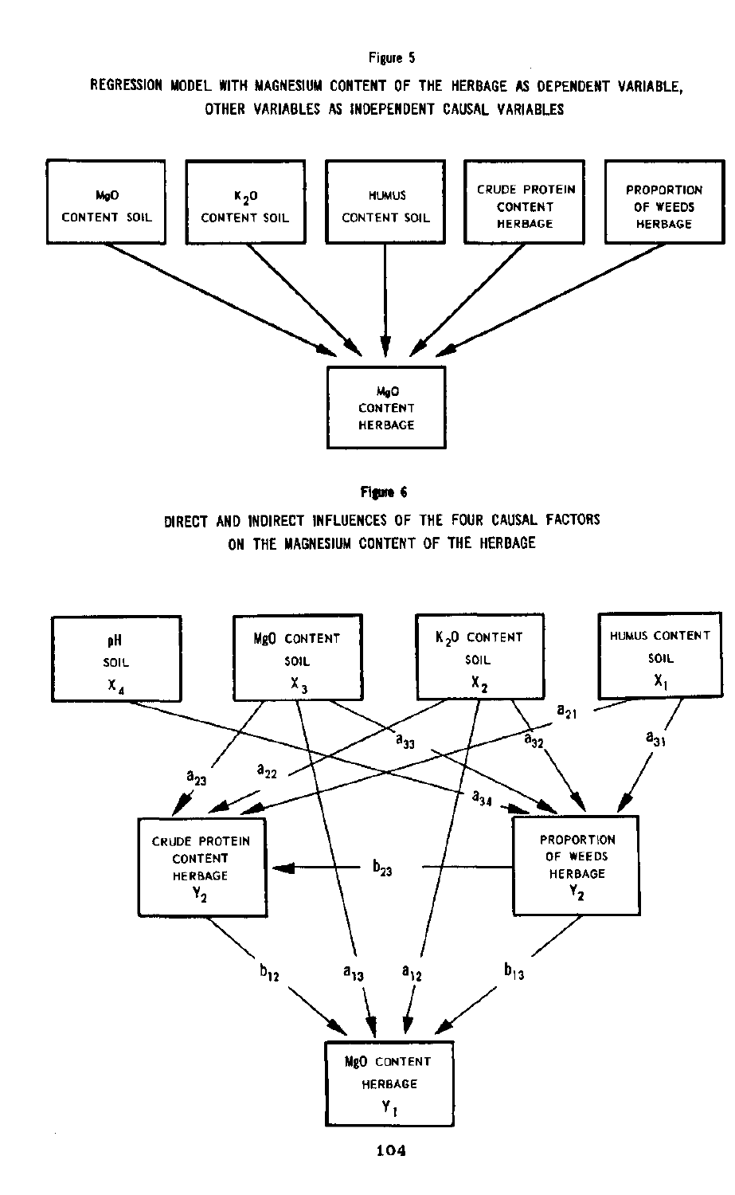Figure 5

REGRESSION MODEL WITH MAGNESIUM CONTENT OF THE HERBAGE AS DEPENDENT VARIABLE, OTHER VARIABLES AS INDEPENDENT CAUSAL VARIABLES

MgO CONTENT SOIL

$K_2O$ CONTENT SOIL

HUMUS CONTENT SOIL

CRUDE PROTEIN CONTENT HERBAGE

PROPORTION OF WEEDS HERBAGE

MgO CONTENT HERBAGE

Figure 6

DIRECT AND INDIRECT INFLUENCES OF THE FOUR CAUSAL FACTORS ON THE MAGNESIUM CONTENT OF THE HERBAGE

pH SOIL $X_4$

MgO CONTENT SOIL $X_3$

$K_2O$ CONTENT SOIL $X_2$

HUMUS CONTENT SOIL $X_1$

$a_{21}$ $a_{31}$ $a_{33}$ $a_{32}$ $a_{23}$ $a_{22}$ $a_{34}$

CRUDE PROTEIN CONTENT HERBAGE $Y_2$

$b_{23}$

PROPORTION OF WEEDS HERBAGE $Y_2$

$b_{12}$ $a_{13}$ $a_{12}$ $b_{13}$

MgO CONTENT HERBAGE $Y_1$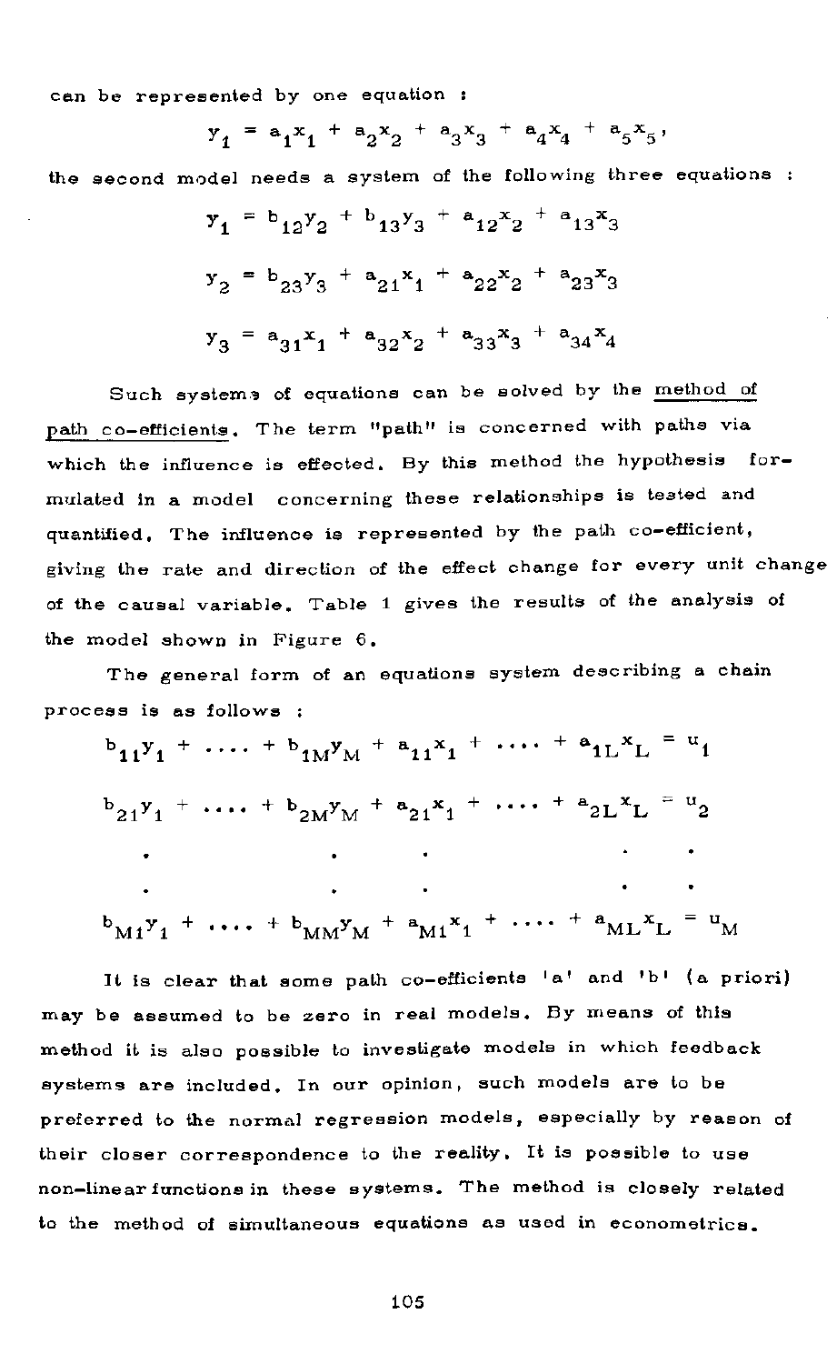can be represented by one equation :

$$y_1 = a_1x_1 + a_2x_2 + a_3x_3 + a_4x_4 + a_5x_5,$$

the second model needs a system of the following three equations :

$$y_1 = b_{12}y_2 + b_{13}y_3 + a_{12}x_2 + a_{13}x_3$$

$$y_2 = b_{23}y_3 + a_{21}x_1 + a_{22}x_2 + a_{23}x_3$$

$$y_3 = a_{31}x_1 + a_{32}x_2 + a_{33}x_3 + a_{34}x_4$$

Such systems of equations can be solved by the method of path co-efficients. The term "path" is concerned with paths via which the influence is effected. By this method the hypothesis formulated in a model concerning these relationships is tested and quantified. The influence is represented by the path co-efficient, giving the rate and direction of the effect change for every unit change of the causal variable. Table 1 gives the results of the analysis of the model shown in Figure 6.

The general form of an equations system describing a chain process is as follows :

$$b_{11}y_1 + \dots + b_{1M}y_M + a_{11}x_1 + \dots + a_{1L}x_L = u_1$$

$$b_{21}y_1 + \dots + b_{2M}y_M + a_{21}x_1 + \dots + a_{2L}x_L = u_2$$

$$\vdots$$

$$b_{M1}y_1 + \dots + b_{MM}y_M + a_{M1}x_1 + \dots + a_{ML}x_L = u_M$$

It is clear that some path co-efficients 'a' and 'b' (a priori) may be assumed to be zero in real models. By means of this method it is also possible to investigate models in which feedback systems are included. In our opinion, such models are to be preferred to the normal regression models, especially by reason of their closer correspondence to the reality. It is possible to use non-linear functions in these systems. The method is closely related to the method of simultaneous equations as used in econometrics.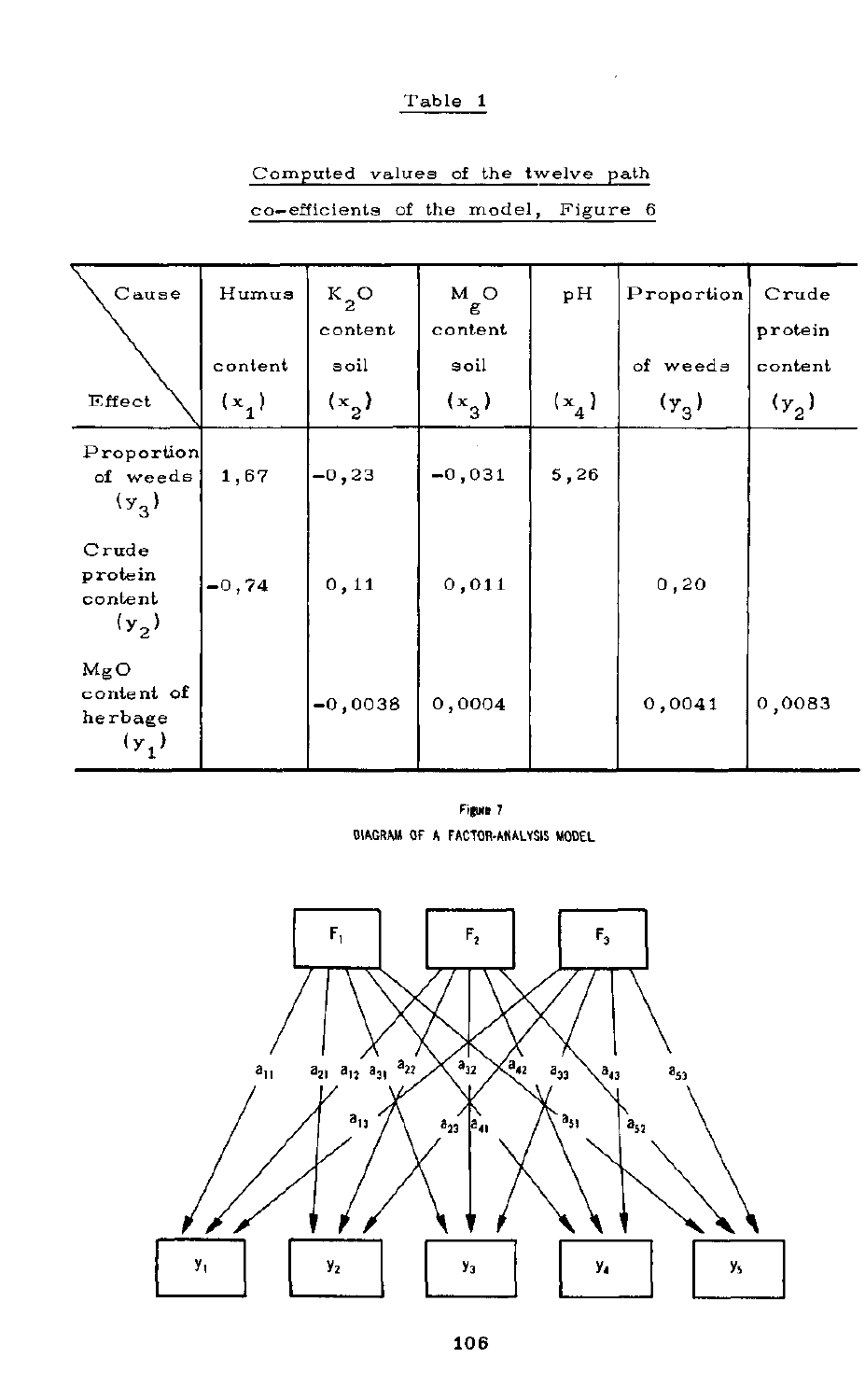## Table 1

Computed values of the twelve path co-efficients of the model, Figure 6

| Cause / Effect | Humus content ($x_1$) | $K_2O$ content soil ($x_2$) | $M_gO$ content soil ($x_3$) | pH ($x_4$) | Proportion of weeds ($y_3$) | Crude protein content ($y_2$) |
|---|---|---|---|---|---|---|
| Proportion of weeds ($y_3$) | 1,67 | -0,23 | -0,031 | 5,26 | | |
| Crude protein content ($y_2$) | -0,74 | 0,11 | 0,011 | | 0,20 | |
| MgO content of herbage ($y_1$) | | -0,0038 | 0,0004 | | 0,0041 | 0,0083 |

Figure 7

DIAGRAM OF A FACTOR-ANALYSIS MODEL

$F_1$, $F_2$, $F_3$; $a_{11}$, $a_{21}$, $a_{12}$, $a_{31}$, $a_{22}$, $a_{32}$, $a_{42}$, $a_{33}$, $a_{43}$, $a_{53}$, $a_{13}$, $a_{23}$, $a_{41}$, $a_{51}$, $a_{52}$; $y_1$, $y_2$, $y_3$, $y_4$, $y_5$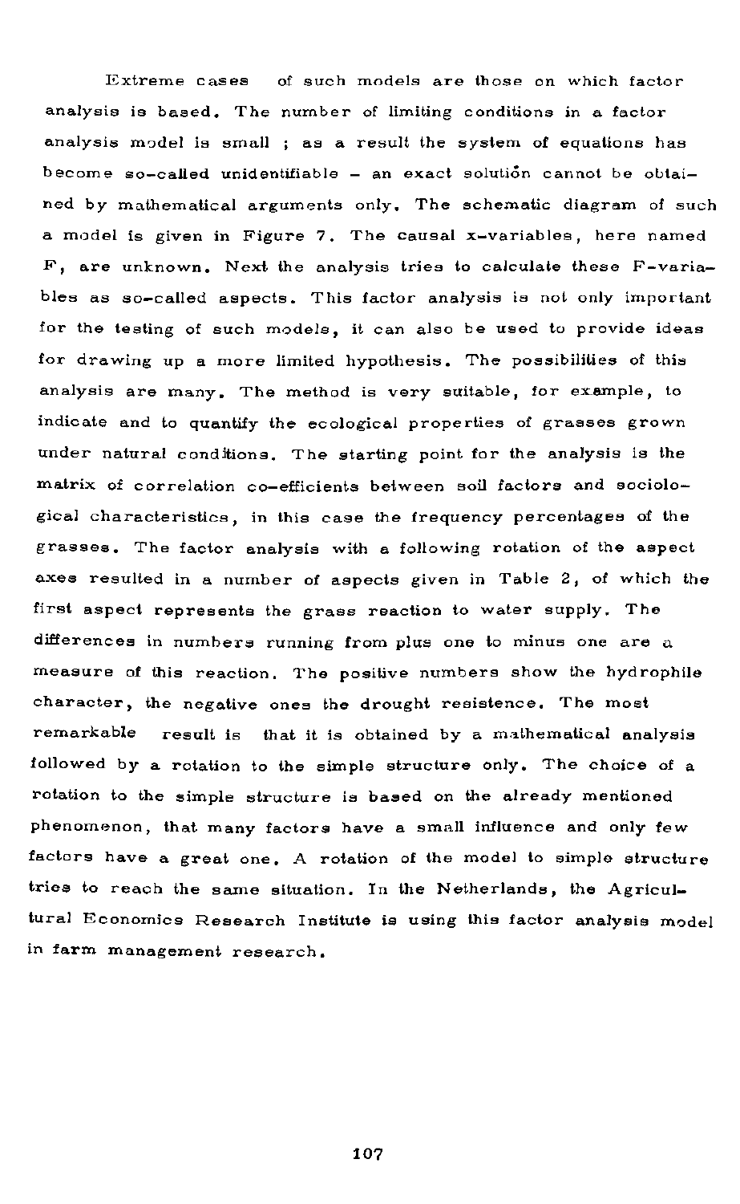Extreme cases of such models are those on which factor analysis is based. The number of limiting conditions in a factor analysis model is small ; as a result the system of equations has become so-called unidentifiable – an exact solution cannot be obtained by mathematical arguments only. The schematic diagram of such a model is given in Figure 7. The causal x-variables, here named F, are unknown. Next the analysis tries to calculate these F-variables as so-called aspects. This factor analysis is not only important for the testing of such models, it can also be used to provide ideas for drawing up a more limited hypothesis. The possibilities of this analysis are many. The method is very suitable, for example, to indicate and to quantify the ecological properties of grasses grown under natural conditions. The starting point for the analysis is the matrix of correlation co-efficients between soil factors and sociological characteristics, in this case the frequency percentages of the grasses. The factor analysis with a following rotation of the aspect axes resulted in a number of aspects given in Table 2, of which the first aspect represents the grass reaction to water supply. The differences in numbers running from plus one to minus one are a measure of this reaction. The positive numbers show the hydrophile character, the negative ones the drought resistence. The most remarkable result is that it is obtained by a mathematical analysis followed by a rotation to the simple structure only. The choice of a rotation to the simple structure is based on the already mentioned phenomenon, that many factors have a small influence and only few factors have a great one. A rotation of the model to simple structure tries to reach the same situation. In the Netherlands, the Agricultural Economics Research Institute is using this factor analysis model in farm management research.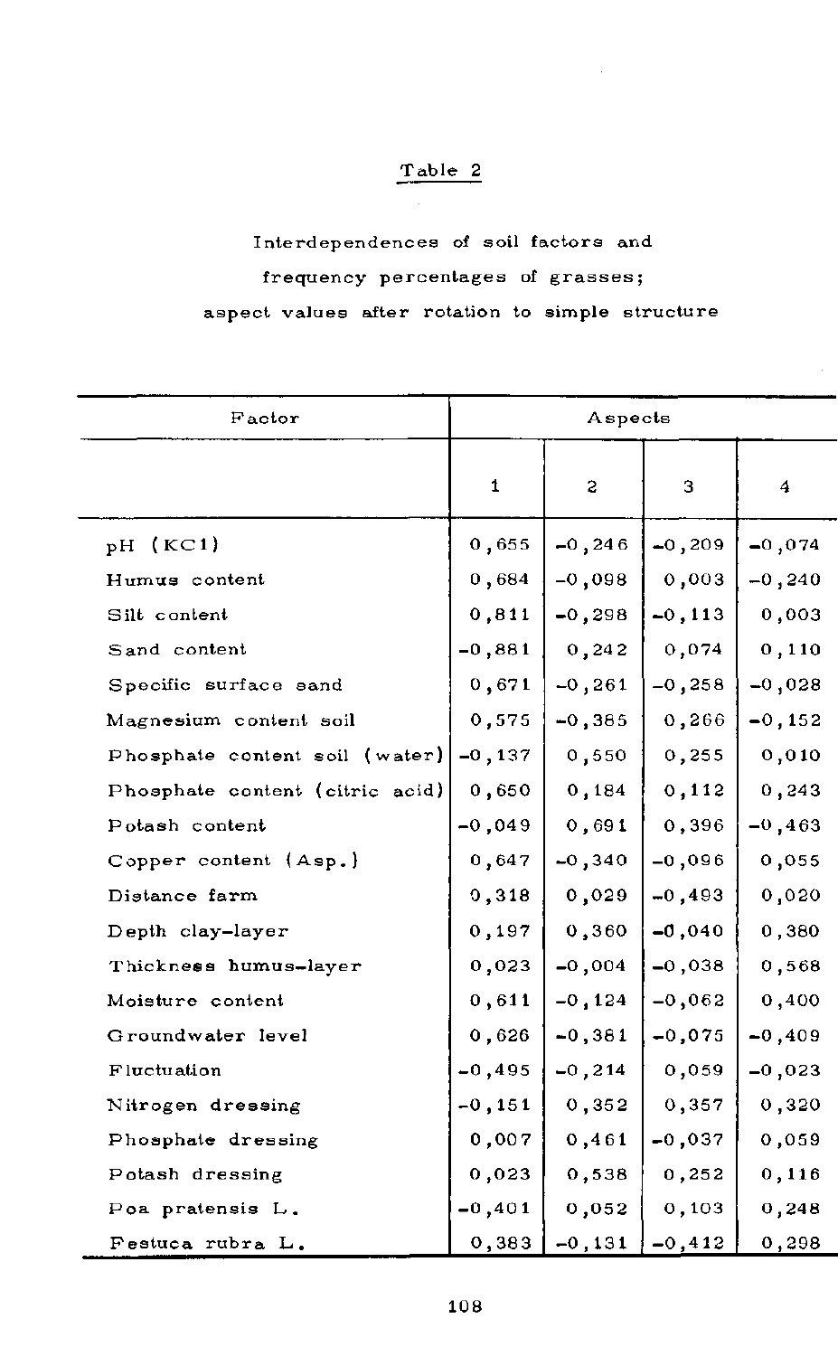## Table 2

Interdependences of soil factors and frequency percentages of grasses; aspect values after rotation to simple structure

| Factor | Aspects | | | |
|---|---|---|---|---|
| | 1 | 2 | 3 | 4 |
| pH (KCl) | 0,655 | -0,246 | -0,209 | -0,074 |
| Humus content | 0,684 | -0,098 | 0,003 | -0,240 |
| Silt content | 0,811 | -0,298 | -0,113 | 0,003 |
| Sand content | -0,881 | 0,242 | 0,074 | 0,110 |
| Specific surface sand | 0,671 | -0,261 | -0,258 | -0,028 |
| Magnesium content soil | 0,575 | -0,385 | 0,266 | -0,152 |
| Phosphate content soil (water) | -0,137 | 0,550 | 0,255 | 0,010 |
| Phosphate content (citric acid) | 0,650 | 0,184 | 0,112 | 0,243 |
| Potash content | -0,049 | 0,691 | 0,396 | -0,463 |
| Copper content (Asp.) | 0,647 | -0,340 | -0,096 | 0,055 |
| Distance farm | 0,318 | 0,029 | -0,493 | 0,020 |
| Depth clay-layer | 0,197 | 0,360 | -0,040 | 0,380 |
| Thickness humus-layer | 0,023 | -0,004 | -0,038 | 0,568 |
| Moisture content | 0,611 | -0,124 | -0,062 | 0,400 |
| Groundwater level | 0,626 | -0,381 | -0,075 | -0,409 |
| Fluctuation | -0,495 | -0,214 | 0,059 | -0,023 |
| Nitrogen dressing | -0,151 | 0,352 | 0,357 | 0,320 |
| Phosphate dressing | 0,007 | 0,461 | -0,037 | 0,059 |
| Potash dressing | 0,023 | 0,538 | 0,252 | 0,116 |
| Poa pratensis L. | -0,401 | 0,052 | 0,103 | 0,248 |
| Festuca rubra L. | 0,383 | -0,131 | -0,412 | 0,298 |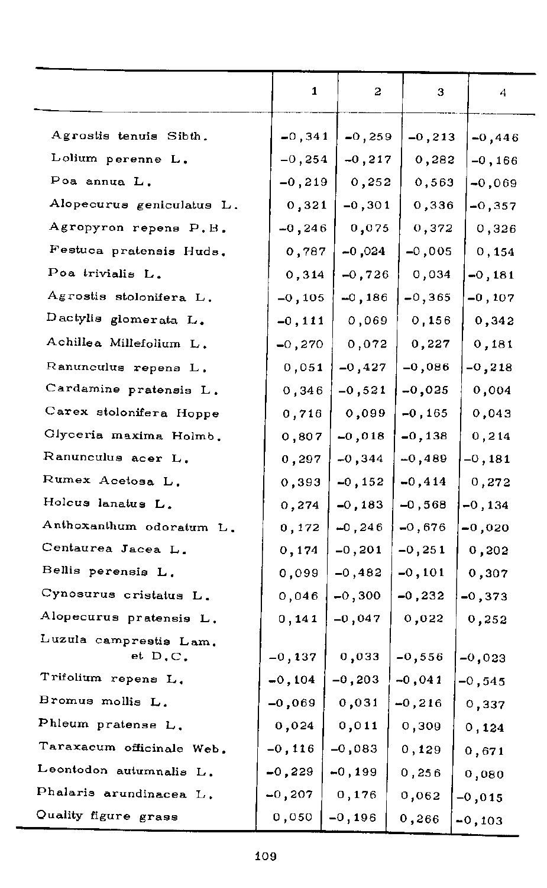| | 1 | 2 | 3 | 4 |
|---|---|---|---|---|
| Agrostis tenuis Sibth. | -0,341 | -0,259 | -0,213 | -0,446 |
| Lolium perenne L. | -0,254 | -0,217 | 0,282 | -0,166 |
| Poa annua L. | -0,219 | 0,252 | 0,563 | -0,069 |
| Alopecurus geniculatus L. | 0,321 | -0,301 | 0,336 | -0,357 |
| Agropyron repens P.B. | -0,246 | 0,075 | 0,372 | 0,326 |
| Festuca pratensis Huds. | 0,787 | -0,024 | -0,005 | 0,154 |
| Poa trivialis L. | 0,314 | -0,726 | 0,034 | -0,181 |
| Agrostis stolonifera L. | -0,105 | -0,186 | -0,365 | -0,107 |
| Dactylis glomerata L. | -0,111 | 0,069 | 0,156 | 0,342 |
| Achillea Millefolium L. | -0,270 | 0,072 | 0,227 | 0,181 |
| Ranunculus repens L. | 0,051 | -0,427 | -0,086 | -0,218 |
| Cardamine pratensis L. | 0,346 | -0,521 | -0,025 | 0,004 |
| Carex stolonifera Hoppe | 0,716 | 0,099 | -0,165 | 0,043 |
| Glyceria maxima Holmb. | 0,807 | -0,018 | -0,138 | 0,214 |
| Ranunculus acer L. | 0,297 | -0,344 | -0,489 | -0,181 |
| Rumex Acetosa L. | 0,393 | -0,152 | -0,414 | 0,272 |
| Holcus lanatus L. | 0,274 | -0,183 | -0,568 | -0,134 |
| Anthoxanthum odoratum L. | 0,172 | -0,246 | -0,676 | -0,020 |
| Centaurea Jacea L. | 0,174 | -0,201 | -0,251 | 0,202 |
| Bellis perensis L. | 0,099 | -0,482 | -0,101 | 0,307 |
| Cynosurus cristatus L. | 0,046 | -0,300 | -0,232 | -0,373 |
| Alopecurus pratensis L. | 0,141 | -0,047 | 0,022 | 0,252 |
| Luzula camprestis Lam. et D.C. | -0,137 | 0,033 | -0,556 | -0,023 |
| Trifolium repens L. | -0,104 | -0,203 | -0,041 | -0,545 |
| Bromus mollis L. | -0,069 | 0,031 | -0,216 | 0,337 |
| Phleum pratense L. | 0,024 | 0,011 | 0,309 | 0,124 |
| Taraxacum officinale Web. | -0,116 | -0,083 | 0,129 | 0,671 |
| Leontodon autumnalis L. | -0,229 | -0,199 | 0,256 | 0,080 |
| Phalaris arundinacea L. | -0,207 | 0,176 | 0,062 | -0,015 |
| Quality figure grass | 0,050 | -0,196 | 0,266 | -0,103 |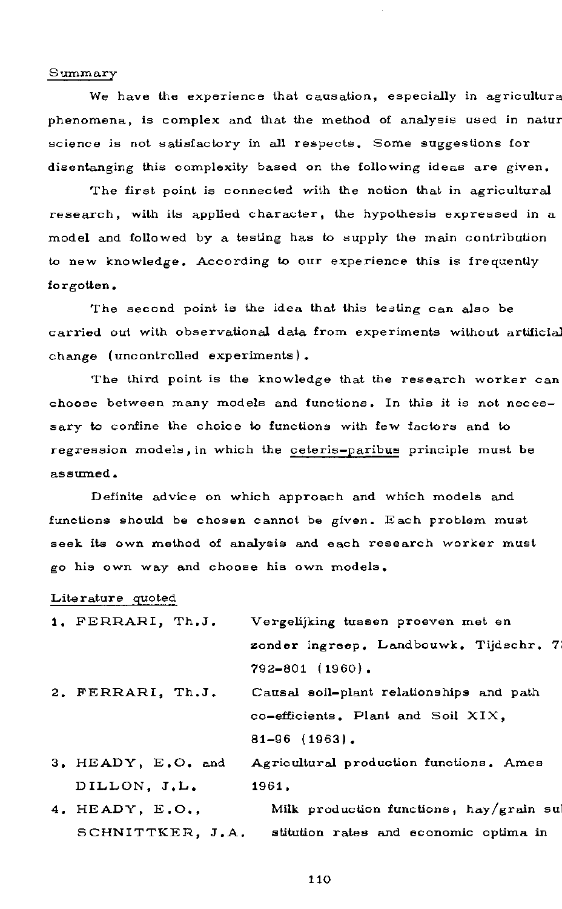## Summary

We have the experience that causation, especially in agricultura phenomena, is complex and that the method of analysis used in natur science is not satisfactory in all respects. Some suggestions for disentangling this complexity based on the following ideas are given.

The first point is connected with the notion that in agricultural research, with its applied character, the hypothesis expressed in a model and followed by a testing has to supply the main contribution to new knowledge. According to our experience this is frequently forgotten.

The second point is the idea that this testing can also be carried out with observational data from experiments without artificial change (uncontrolled experiments).

The third point is the knowledge that the research worker can choose between many models and functions. In this it is not necessary to confine the choice to functions with few factors and to regression models, in which the ceteris-paribus principle must be assumed.

Definite advice on which approach and which models and functions should be chosen cannot be given. Each problem must seek its own method of analysis and each research worker must go his own way and choose his own models.

## Literature quoted

1. FERRARI, Th.J. Vergelijking tussen proeven met en zonder ingreep. Landbouwk. Tijdschr. 7 792-801 (1960).
2. FERRARI, Th.J. Causal soil-plant relationships and path co-efficients. Plant and Soil XIX, 81-96 (1963).
3. HEADY, E.O. and DILLON, J.L. Agricultural production functions. Ames 1961.
4. HEADY, E.O., SCHNITTKER, J.A. Milk production functions, hay/grain su stitution rates and economic optima in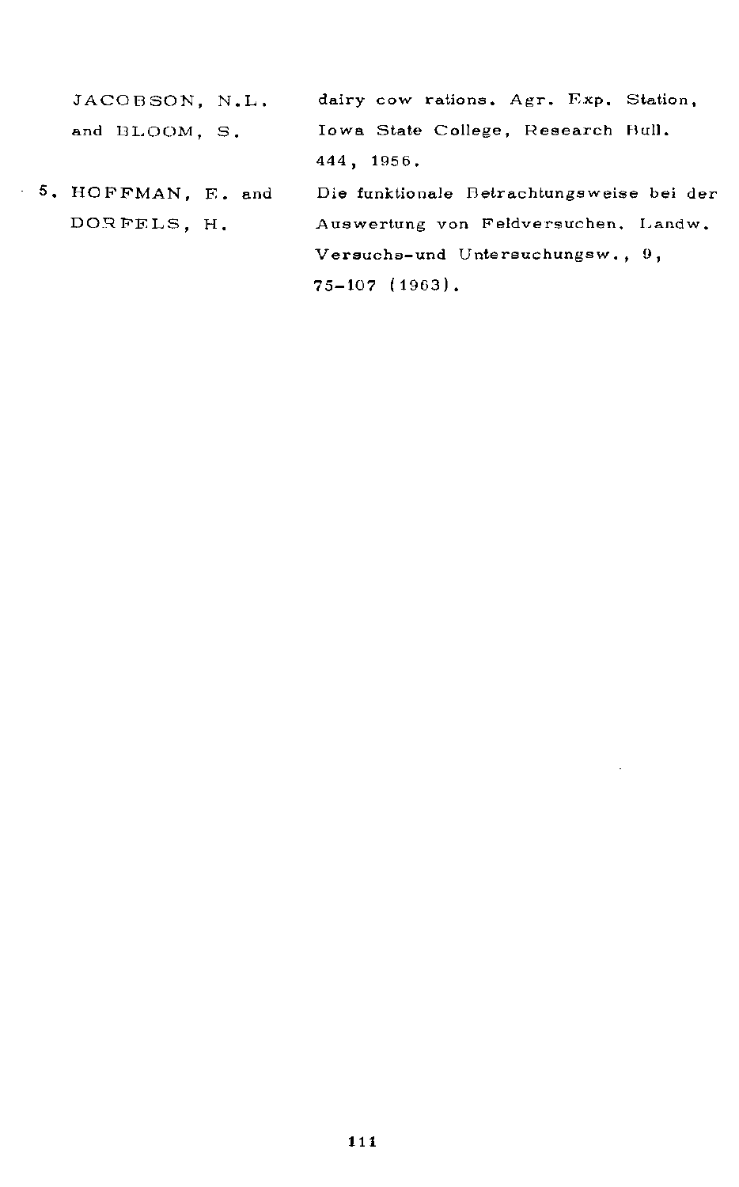| | |
|---|---|
| JACOBSON, N.L. and BLOOM, S. | dairy cow rations. Agr. Exp. Station, Iowa State College, Research Bull. 444, 1956. |
| 5. HOFFMAN, E. and DORFELS, H. | Die funktionale Betrachtungsweise bei der Auswertung von Feldversuchen. Landw. Versuchs-und Untersuchungsw., 9, 75-107 (1963). |